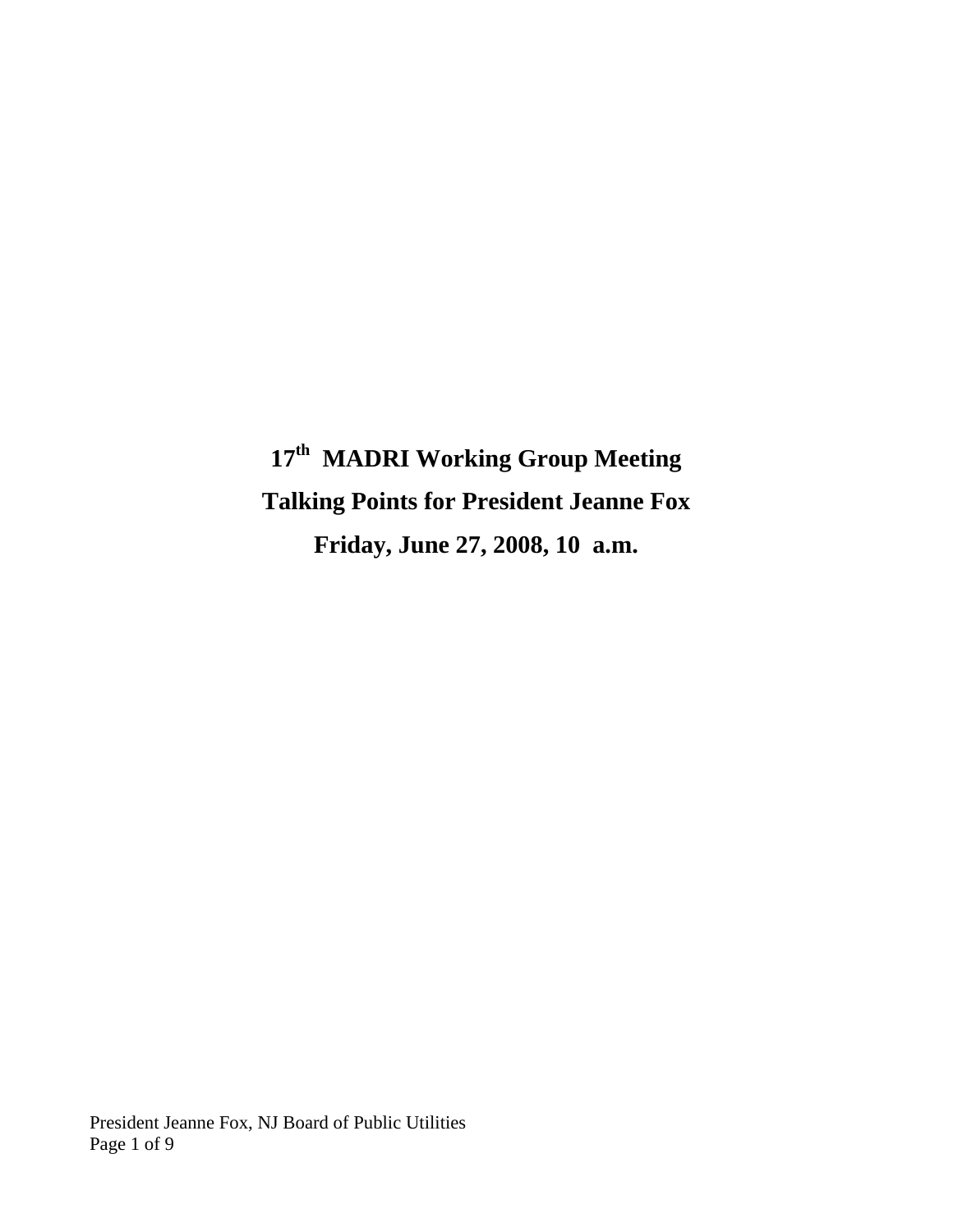# 17th MADRI Working Group Meeting

# Talking Points for President Jeanne Fox

# Friday, June 27, 2008, 10 a.m.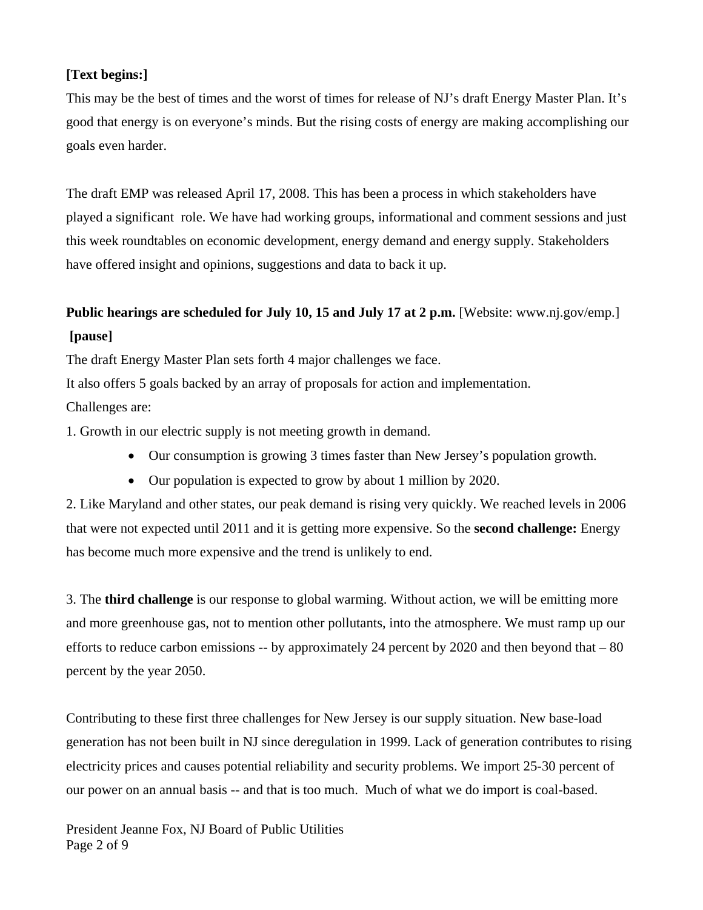**[Text begins:]**

This may be the best of times and the worst of times for release of NJ's draft Energy Master Plan. It's good that energy is on everyone's minds. But the rising costs of energy are making accomplishing our goals even harder.

The draft EMP was released April 17, 2008. This has been a process in which stakeholders have played a significant role. We have had working groups, informational and comment sessions and just this week roundtables on economic development, energy demand and energy supply. Stakeholders have offered insight and opinions, suggestions and data to back it up.

**Public hearings are scheduled for July 10, 15 and July 17 at 2 p.m.** [Website: www.nj.gov/emp.]

**[pause]**

The draft Energy Master Plan sets forth 4 major challenges we face.

It also offers 5 goals backed by an array of proposals for action and implementation.

Challenges are:

1. Growth in our electric supply is not meeting growth in demand.
   - Our consumption is growing 3 times faster than New Jersey's population growth.
   - Our population is expected to grow by about 1 million by 2020.

2. Like Maryland and other states, our peak demand is rising very quickly. We reached levels in 2006 that were not expected until 2011 and it is getting more expensive. So the **second challenge:** Energy has become much more expensive and the trend is unlikely to end.

3. The **third challenge** is our response to global warming. Without action, we will be emitting more and more greenhouse gas, not to mention other pollutants, into the atmosphere. We must ramp up our efforts to reduce carbon emissions -- by approximately 24 percent by 2020 and then beyond that – 80 percent by the year 2050.

Contributing to these first three challenges for New Jersey is our supply situation. New base-load generation has not been built in NJ since deregulation in 1999. Lack of generation contributes to rising electricity prices and causes potential reliability and security problems. We import 25-30 percent of our power on an annual basis -- and that is too much. Much of what we do import is coal-based.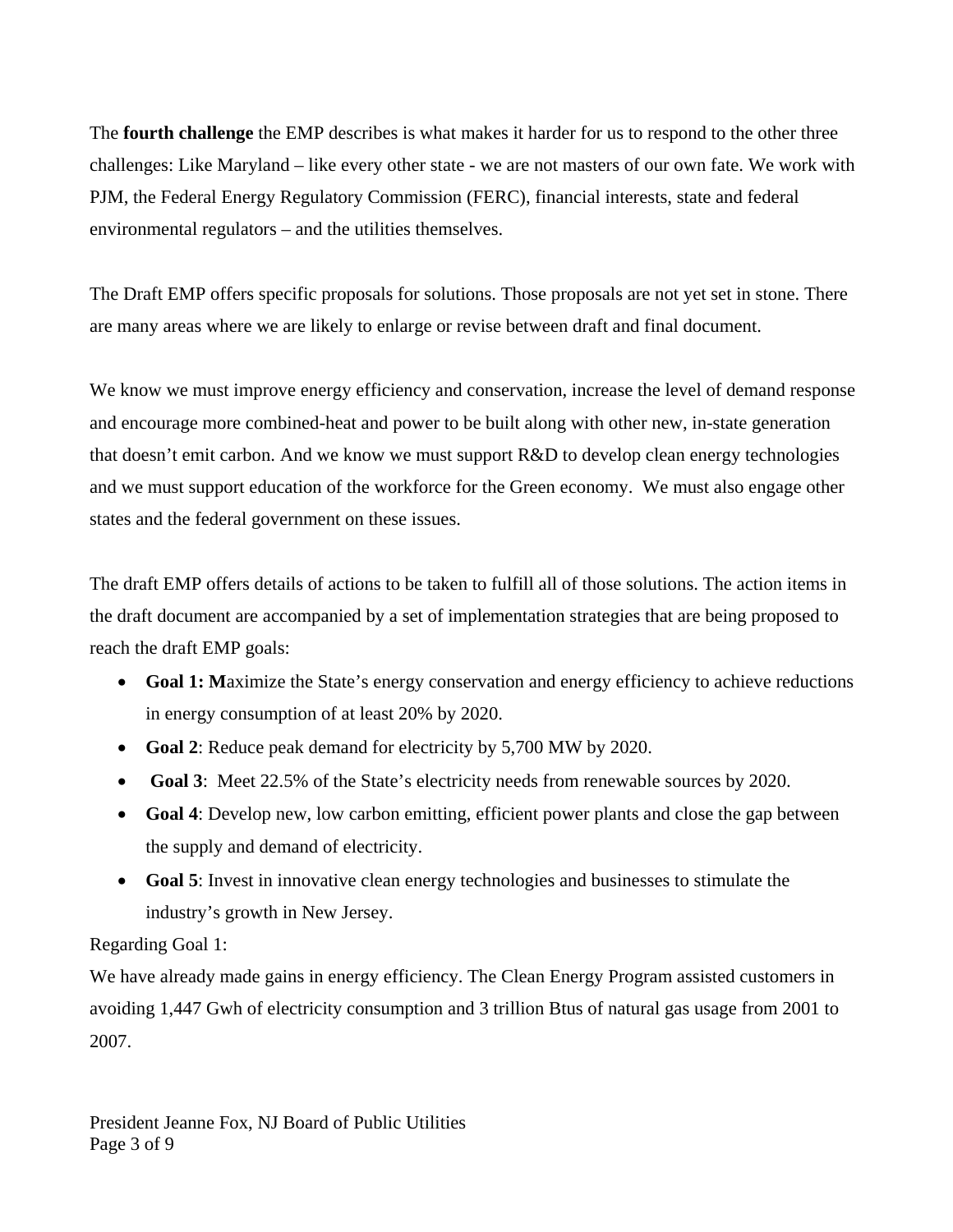The **fourth challenge** the EMP describes is what makes it harder for us to respond to the other three challenges: Like Maryland – like every other state - we are not masters of our own fate. We work with PJM, the Federal Energy Regulatory Commission (FERC), financial interests, state and federal environmental regulators – and the utilities themselves.

The Draft EMP offers specific proposals for solutions. Those proposals are not yet set in stone. There are many areas where we are likely to enlarge or revise between draft and final document.

We know we must improve energy efficiency and conservation, increase the level of demand response and encourage more combined-heat and power to be built along with other new, in-state generation that doesn't emit carbon. And we know we must support R&D to develop clean energy technologies and we must support education of the workforce for the Green economy. We must also engage other states and the federal government on these issues.

The draft EMP offers details of actions to be taken to fulfill all of those solutions. The action items in the draft document are accompanied by a set of implementation strategies that are being proposed to reach the draft EMP goals:

- **Goal 1: M**aximize the State's energy conservation and energy efficiency to achieve reductions in energy consumption of at least 20% by 2020.
- **Goal 2**: Reduce peak demand for electricity by 5,700 MW by 2020.
- **Goal 3**: Meet 22.5% of the State's electricity needs from renewable sources by 2020.
- **Goal 4**: Develop new, low carbon emitting, efficient power plants and close the gap between the supply and demand of electricity.
- **Goal 5**: Invest in innovative clean energy technologies and businesses to stimulate the industry's growth in New Jersey.

Regarding Goal 1:

We have already made gains in energy efficiency. The Clean Energy Program assisted customers in avoiding 1,447 Gwh of electricity consumption and 3 trillion Btus of natural gas usage from 2001 to 2007.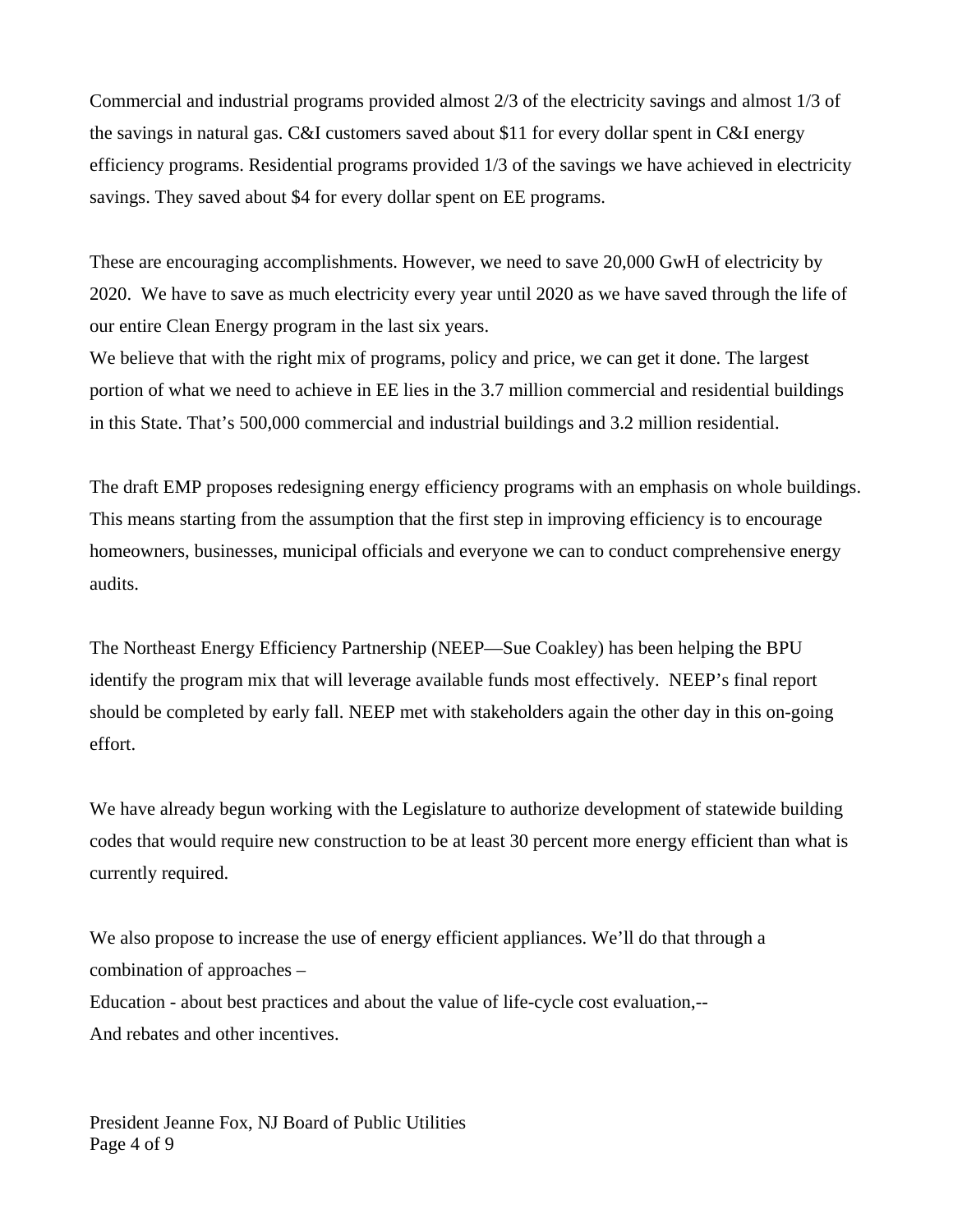Commercial and industrial programs provided almost 2/3 of the electricity savings and almost 1/3 of the savings in natural gas. C&I customers saved about $11 for every dollar spent in C&I energy efficiency programs. Residential programs provided 1/3 of the savings we have achieved in electricity savings. They saved about $4 for every dollar spent on EE programs.

These are encouraging accomplishments. However, we need to save 20,000 GwH of electricity by 2020. We have to save as much electricity every year until 2020 as we have saved through the life of our entire Clean Energy program in the last six years.

We believe that with the right mix of programs, policy and price, we can get it done. The largest portion of what we need to achieve in EE lies in the 3.7 million commercial and residential buildings in this State. That's 500,000 commercial and industrial buildings and 3.2 million residential.

The draft EMP proposes redesigning energy efficiency programs with an emphasis on whole buildings. This means starting from the assumption that the first step in improving efficiency is to encourage homeowners, businesses, municipal officials and everyone we can to conduct comprehensive energy audits.

The Northeast Energy Efficiency Partnership (NEEP—Sue Coakley) has been helping the BPU identify the program mix that will leverage available funds most effectively. NEEP's final report should be completed by early fall. NEEP met with stakeholders again the other day in this on-going effort.

We have already begun working with the Legislature to authorize development of statewide building codes that would require new construction to be at least 30 percent more energy efficient than what is currently required.

We also propose to increase the use of energy efficient appliances. We'll do that through a combination of approaches –

Education - about best practices and about the value of life-cycle cost evaluation,--

And rebates and other incentives.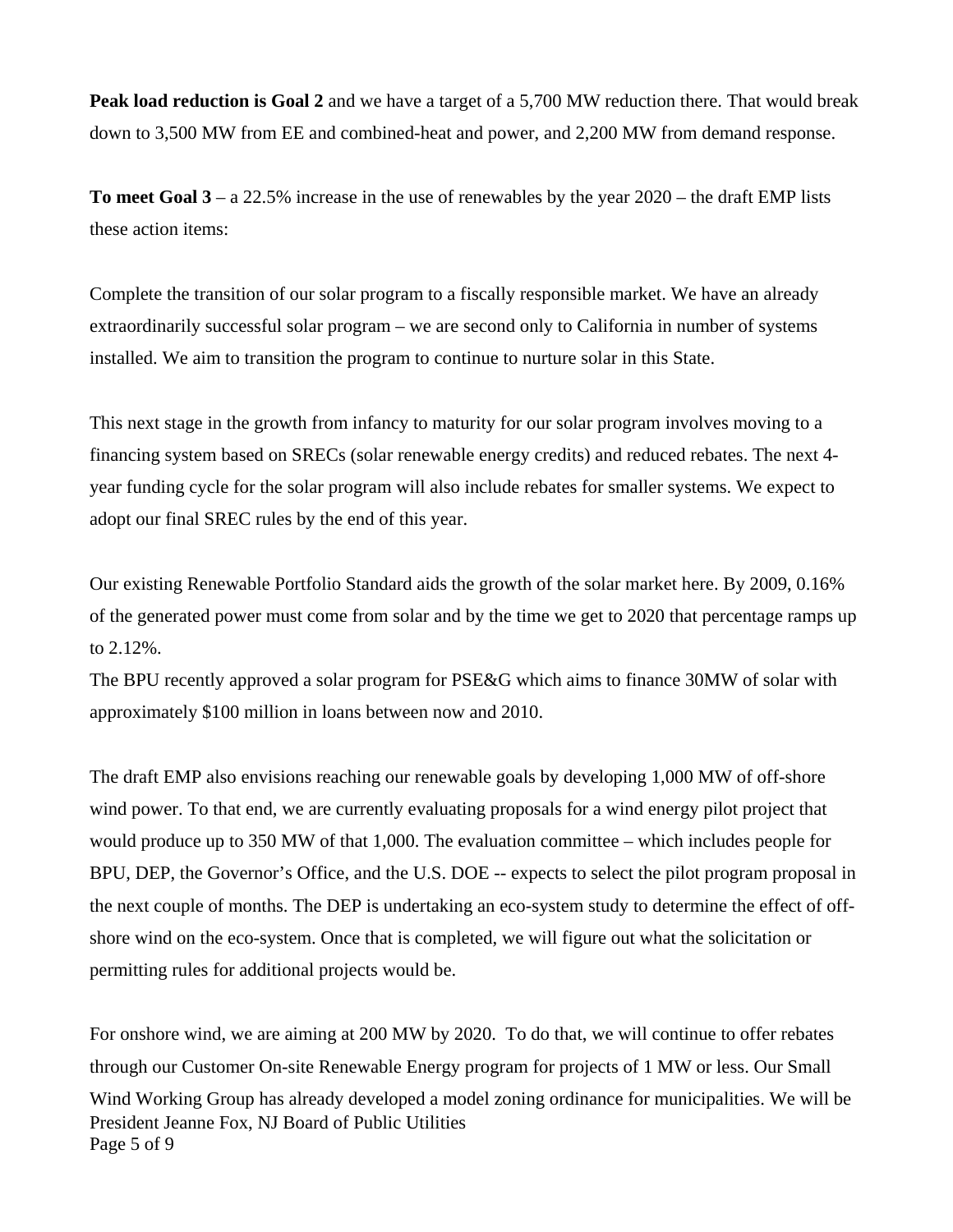**Peak load reduction is Goal 2** and we have a target of a 5,700 MW reduction there. That would break down to 3,500 MW from EE and combined-heat and power, and 2,200 MW from demand response.

**To meet Goal 3** – a 22.5% increase in the use of renewables by the year 2020 – the draft EMP lists these action items:

Complete the transition of our solar program to a fiscally responsible market. We have an already extraordinarily successful solar program – we are second only to California in number of systems installed. We aim to transition the program to continue to nurture solar in this State.

This next stage in the growth from infancy to maturity for our solar program involves moving to a financing system based on SRECs (solar renewable energy credits) and reduced rebates. The next 4-year funding cycle for the solar program will also include rebates for smaller systems. We expect to adopt our final SREC rules by the end of this year.

Our existing Renewable Portfolio Standard aids the growth of the solar market here. By 2009, 0.16% of the generated power must come from solar and by the time we get to 2020 that percentage ramps up to 2.12%.

The BPU recently approved a solar program for PSE&G which aims to finance 30MW of solar with approximately $100 million in loans between now and 2010.

The draft EMP also envisions reaching our renewable goals by developing 1,000 MW of off-shore wind power. To that end, we are currently evaluating proposals for a wind energy pilot project that would produce up to 350 MW of that 1,000. The evaluation committee – which includes people for BPU, DEP, the Governor's Office, and the U.S. DOE -- expects to select the pilot program proposal in the next couple of months. The DEP is undertaking an eco-system study to determine the effect of off-shore wind on the eco-system. Once that is completed, we will figure out what the solicitation or permitting rules for additional projects would be.

For onshore wind, we are aiming at 200 MW by 2020. To do that, we will continue to offer rebates through our Customer On-site Renewable Energy program for projects of 1 MW or less. Our Small Wind Working Group has already developed a model zoning ordinance for municipalities. We will be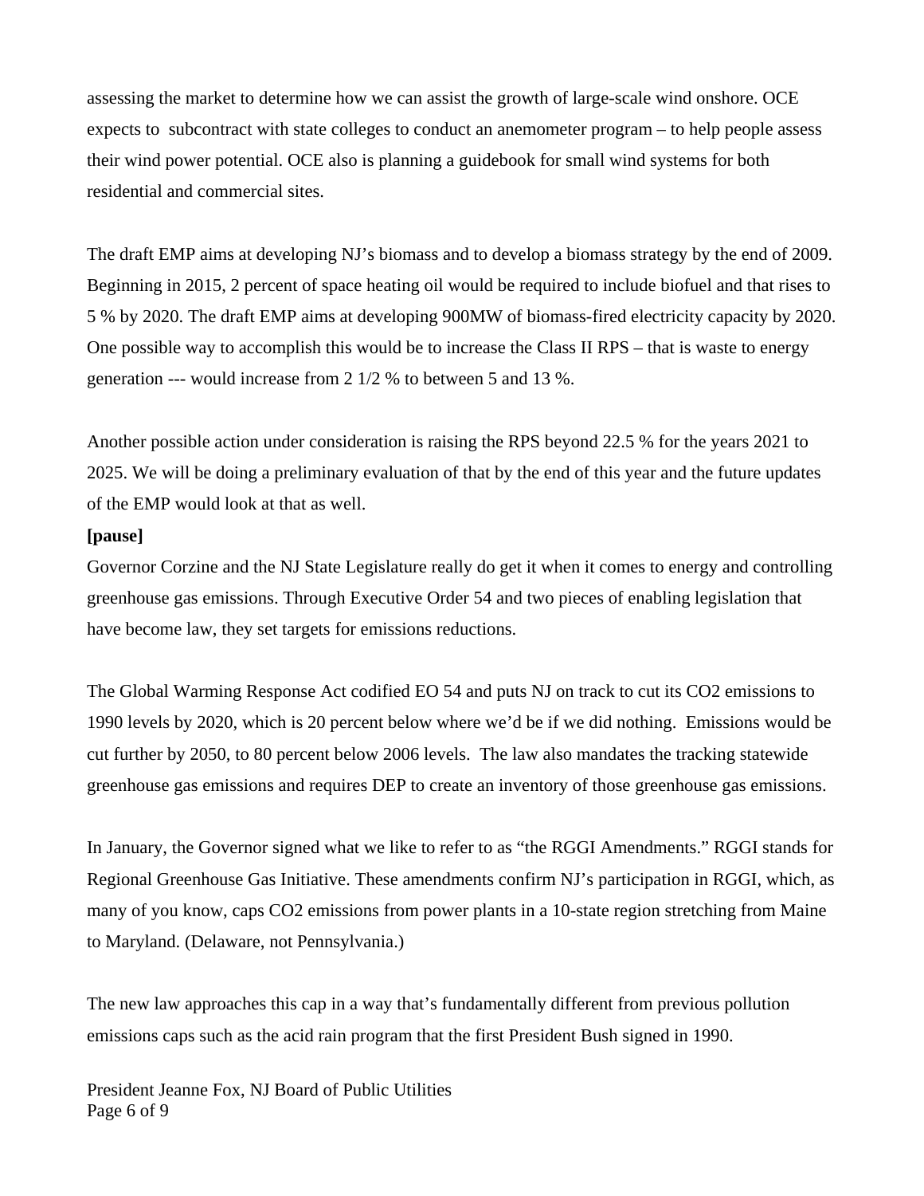assessing the market to determine how we can assist the growth of large-scale wind onshore. OCE expects to subcontract with state colleges to conduct an anemometer program – to help people assess their wind power potential. OCE also is planning a guidebook for small wind systems for both residential and commercial sites.

The draft EMP aims at developing NJ's biomass and to develop a biomass strategy by the end of 2009. Beginning in 2015, 2 percent of space heating oil would be required to include biofuel and that rises to 5 % by 2020. The draft EMP aims at developing 900MW of biomass-fired electricity capacity by 2020. One possible way to accomplish this would be to increase the Class II RPS – that is waste to energy generation --- would increase from 2 1/2 % to between 5 and 13 %.

Another possible action under consideration is raising the RPS beyond 22.5 % for the years 2021 to 2025. We will be doing a preliminary evaluation of that by the end of this year and the future updates of the EMP would look at that as well.

**[pause]**

Governor Corzine and the NJ State Legislature really do get it when it comes to energy and controlling greenhouse gas emissions. Through Executive Order 54 and two pieces of enabling legislation that have become law, they set targets for emissions reductions.

The Global Warming Response Act codified EO 54 and puts NJ on track to cut its $CO_2$ emissions to 1990 levels by 2020, which is 20 percent below where we'd be if we did nothing. Emissions would be cut further by 2050, to 80 percent below 2006 levels. The law also mandates the tracking statewide greenhouse gas emissions and requires DEP to create an inventory of those greenhouse gas emissions.

In January, the Governor signed what we like to refer to as "the RGGI Amendments." RGGI stands for Regional Greenhouse Gas Initiative. These amendments confirm NJ's participation in RGGI, which, as many of you know, caps $CO_2$ emissions from power plants in a 10-state region stretching from Maine to Maryland. (Delaware, not Pennsylvania.)

The new law approaches this cap in a way that's fundamentally different from previous pollution emissions caps such as the acid rain program that the first President Bush signed in 1990.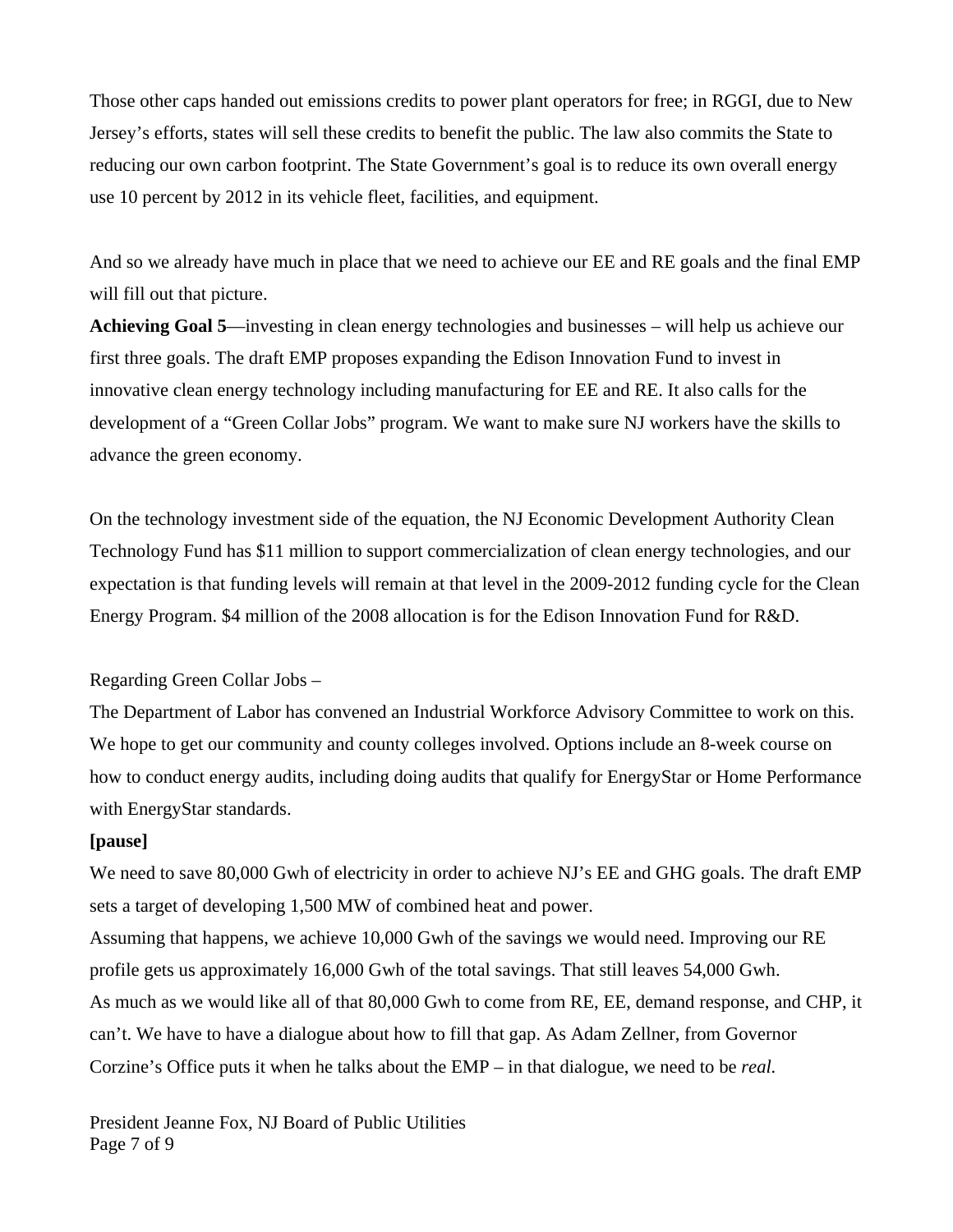Those other caps handed out emissions credits to power plant operators for free; in RGGI, due to New Jersey's efforts, states will sell these credits to benefit the public. The law also commits the State to reducing our own carbon footprint. The State Government's goal is to reduce its own overall energy use 10 percent by 2012 in its vehicle fleet, facilities, and equipment.

And so we already have much in place that we need to achieve our EE and RE goals and the final EMP will fill out that picture.

**Achieving Goal 5**—investing in clean energy technologies and businesses – will help us achieve our first three goals. The draft EMP proposes expanding the Edison Innovation Fund to invest in innovative clean energy technology including manufacturing for EE and RE. It also calls for the development of a "Green Collar Jobs" program. We want to make sure NJ workers have the skills to advance the green economy.

On the technology investment side of the equation, the NJ Economic Development Authority Clean Technology Fund has $11 million to support commercialization of clean energy technologies, and our expectation is that funding levels will remain at that level in the 2009-2012 funding cycle for the Clean Energy Program. $4 million of the 2008 allocation is for the Edison Innovation Fund for R&D.

Regarding Green Collar Jobs –

The Department of Labor has convened an Industrial Workforce Advisory Committee to work on this. We hope to get our community and county colleges involved. Options include an 8-week course on how to conduct energy audits, including doing audits that qualify for EnergyStar or Home Performance with EnergyStar standards.

**[pause]**

We need to save 80,000 Gwh of electricity in order to achieve NJ's EE and GHG goals. The draft EMP sets a target of developing 1,500 MW of combined heat and power.

Assuming that happens, we achieve 10,000 Gwh of the savings we would need. Improving our RE profile gets us approximately 16,000 Gwh of the total savings. That still leaves 54,000 Gwh.

As much as we would like all of that 80,000 Gwh to come from RE, EE, demand response, and CHP, it can't. We have to have a dialogue about how to fill that gap. As Adam Zellner, from Governor Corzine's Office puts it when he talks about the EMP – in that dialogue, we need to be *real.*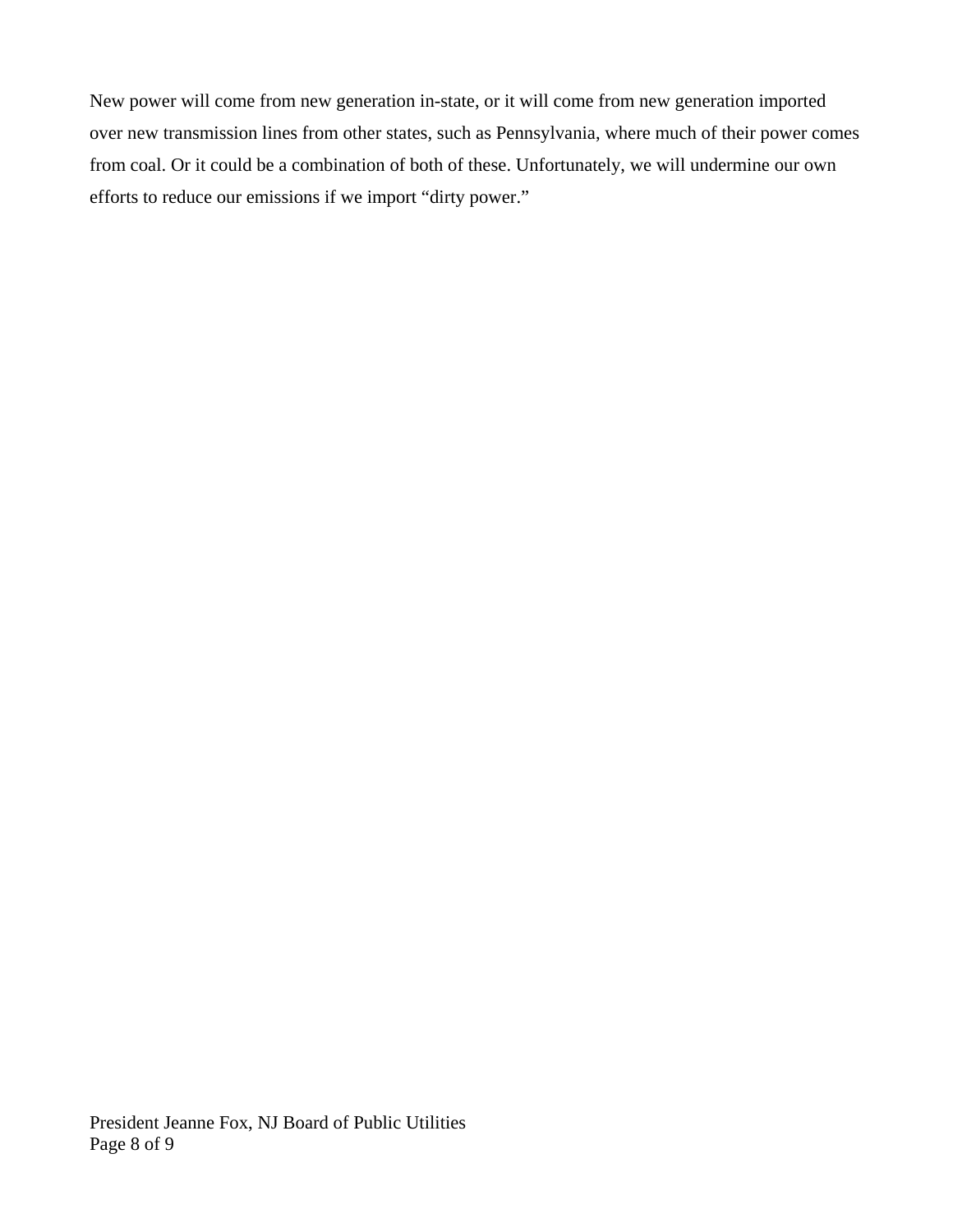New power will come from new generation in-state, or it will come from new generation imported over new transmission lines from other states, such as Pennsylvania, where much of their power comes from coal. Or it could be a combination of both of these. Unfortunately, we will undermine our own efforts to reduce our emissions if we import "dirty power."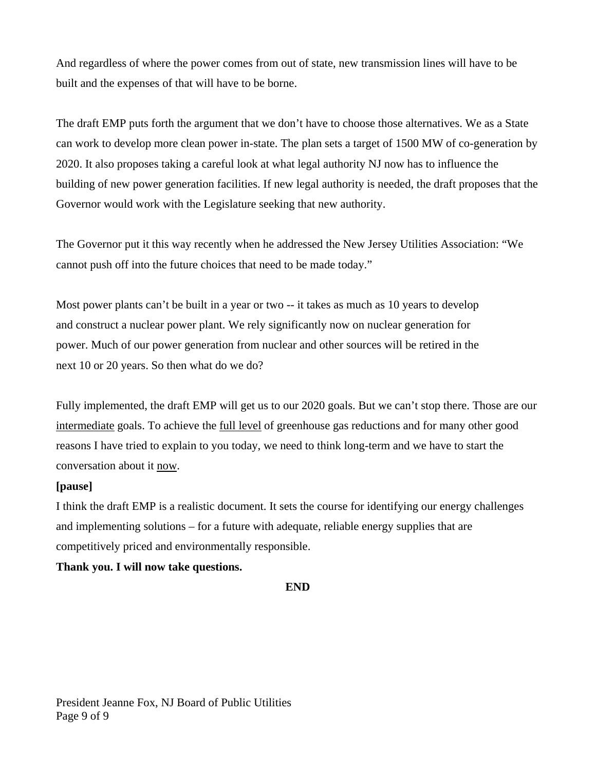And regardless of where the power comes from out of state, new transmission lines will have to be built and the expenses of that will have to be borne.

The draft EMP puts forth the argument that we don't have to choose those alternatives. We as a State can work to develop more clean power in-state. The plan sets a target of 1500 MW of co-generation by 2020. It also proposes taking a careful look at what legal authority NJ now has to influence the building of new power generation facilities. If new legal authority is needed, the draft proposes that the Governor would work with the Legislature seeking that new authority.

The Governor put it this way recently when he addressed the New Jersey Utilities Association: "We cannot push off into the future choices that need to be made today."

Most power plants can't be built in a year or two -- it takes as much as 10 years to develop and construct a nuclear power plant. We rely significantly now on nuclear generation for power. Much of our power generation from nuclear and other sources will be retired in the next 10 or 20 years. So then what do we do?

Fully implemented, the draft EMP will get us to our 2020 goals. But we can't stop there. Those are our intermediate goals. To achieve the full level of greenhouse gas reductions and for many other good reasons I have tried to explain to you today, we need to think long-term and we have to start the conversation about it now.

**[pause]**

I think the draft EMP is a realistic document. It sets the course for identifying our energy challenges and implementing solutions – for a future with adequate, reliable energy supplies that are competitively priced and environmentally responsible.

**Thank you. I will now take questions.**

**END**